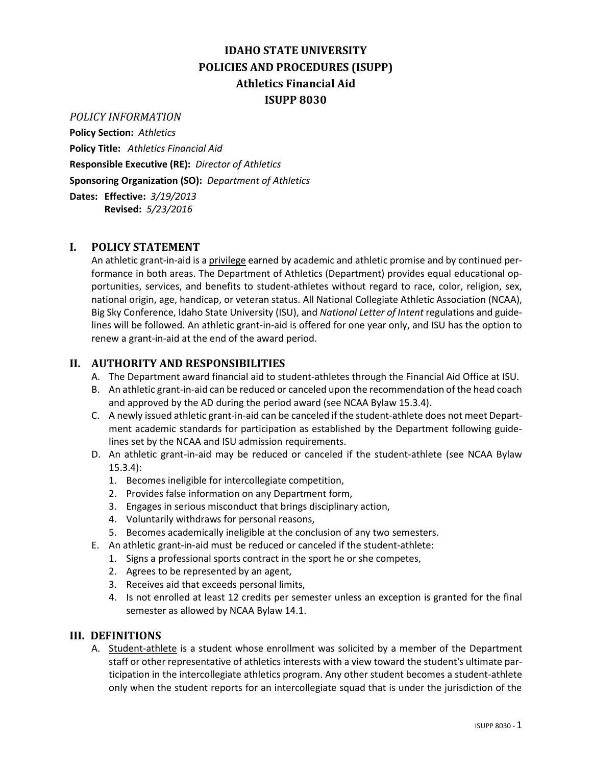# IDAHO STATE UNIVERSITY
# POLICIES AND PROCEDURES (ISUPP)
# Athletics Financial Aid
# ISUPP 8030

*POLICY INFORMATION*

**Policy Section:** *Athletics*

**Policy Title:** *Athletics Financial Aid*

**Responsible Executive (RE):** *Director of Athletics*

**Sponsoring Organization (SO):** *Department of Athletics*

**Dates: Effective:** *3/19/2013*
**Revised:** *5/23/2016*

## I. POLICY STATEMENT

An athletic grant-in-aid is a privilege earned by academic and athletic promise and by continued performance in both areas. The Department of Athletics (Department) provides equal educational opportunities, services, and benefits to student-athletes without regard to race, color, religion, sex, national origin, age, handicap, or veteran status. All National Collegiate Athletic Association (NCAA), Big Sky Conference, Idaho State University (ISU), and *National Letter of Intent* regulations and guidelines will be followed. An athletic grant-in-aid is offered for one year only, and ISU has the option to renew a grant-in-aid at the end of the award period.

## II. AUTHORITY AND RESPONSIBILITIES

A. The Department award financial aid to student-athletes through the Financial Aid Office at ISU.

B. An athletic grant-in-aid can be reduced or canceled upon the recommendation of the head coach and approved by the AD during the period award (see NCAA Bylaw 15.3.4).

C. A newly issued athletic grant-in-aid can be canceled if the student-athlete does not meet Department academic standards for participation as established by the Department following guidelines set by the NCAA and ISU admission requirements.

D. An athletic grant-in-aid may be reduced or canceled if the student-athlete (see NCAA Bylaw 15.3.4):
1. Becomes ineligible for intercollegiate competition,
2. Provides false information on any Department form,
3. Engages in serious misconduct that brings disciplinary action,
4. Voluntarily withdraws for personal reasons,
5. Becomes academically ineligible at the conclusion of any two semesters.

E. An athletic grant-in-aid must be reduced or canceled if the student-athlete:
1. Signs a professional sports contract in the sport he or she competes,
2. Agrees to be represented by an agent,
3. Receives aid that exceeds personal limits,
4. Is not enrolled at least 12 credits per semester unless an exception is granted for the final semester as allowed by NCAA Bylaw 14.1.

## III. DEFINITIONS

A. Student-athlete is a student whose enrollment was solicited by a member of the Department staff or other representative of athletics interests with a view toward the student's ultimate participation in the intercollegiate athletics program. Any other student becomes a student-athlete only when the student reports for an intercollegiate squad that is under the jurisdiction of the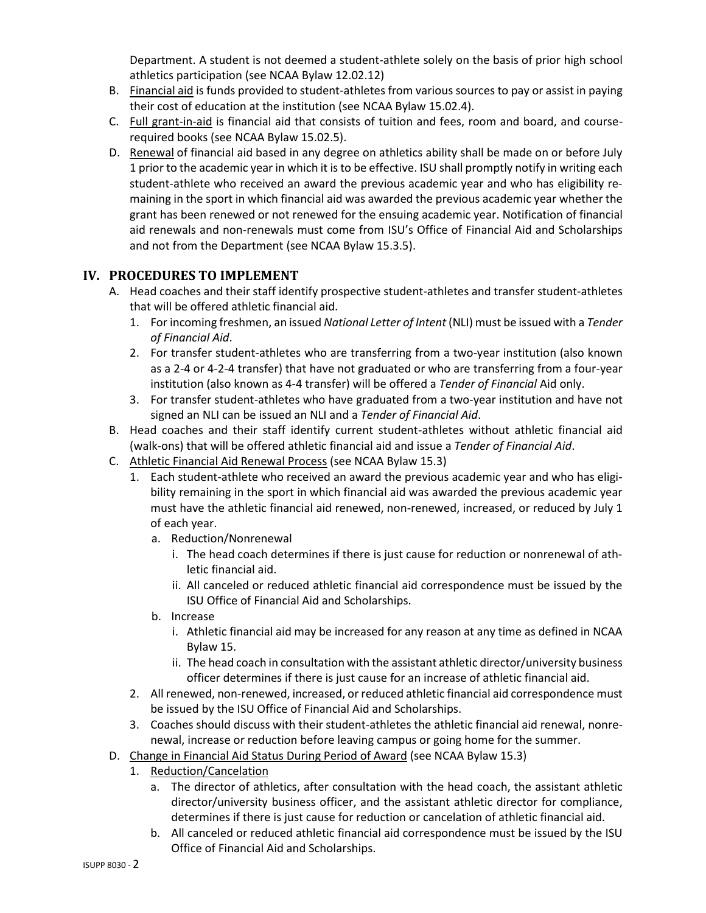Department. A student is not deemed a student-athlete solely on the basis of prior high school athletics participation (see NCAA Bylaw 12.02.12)

B. Financial aid is funds provided to student-athletes from various sources to pay or assist in paying their cost of education at the institution (see NCAA Bylaw 15.02.4).

C. Full grant-in-aid is financial aid that consists of tuition and fees, room and board, and course-required books (see NCAA Bylaw 15.02.5).

D. Renewal of financial aid based in any degree on athletics ability shall be made on or before July 1 prior to the academic year in which it is to be effective. ISU shall promptly notify in writing each student-athlete who received an award the previous academic year and who has eligibility remaining in the sport in which financial aid was awarded the previous academic year whether the grant has been renewed or not renewed for the ensuing academic year. Notification of financial aid renewals and non-renewals must come from ISU's Office of Financial Aid and Scholarships and not from the Department (see NCAA Bylaw 15.3.5).

## IV. PROCEDURES TO IMPLEMENT

A. Head coaches and their staff identify prospective student-athletes and transfer student-athletes that will be offered athletic financial aid.
   1. For incoming freshmen, an issued *National Letter of Intent* (NLI) must be issued with a *Tender of Financial Aid*.
   2. For transfer student-athletes who are transferring from a two-year institution (also known as a 2-4 or 4-2-4 transfer) that have not graduated or who are transferring from a four-year institution (also known as 4-4 transfer) will be offered a *Tender of Financial* Aid only.
   3. For transfer student-athletes who have graduated from a two-year institution and have not signed an NLI can be issued an NLI and a *Tender of Financial Aid*.

B. Head coaches and their staff identify current student-athletes without athletic financial aid (walk-ons) that will be offered athletic financial aid and issue a *Tender of Financial Aid*.

C. Athletic Financial Aid Renewal Process (see NCAA Bylaw 15.3)
   1. Each student-athlete who received an award the previous academic year and who has eligibility remaining in the sport in which financial aid was awarded the previous academic year must have the athletic financial aid renewed, non-renewed, increased, or reduced by July 1 of each year.
      a. Reduction/Nonrenewal
         i. The head coach determines if there is just cause for reduction or nonrenewal of athletic financial aid.
         ii. All canceled or reduced athletic financial aid correspondence must be issued by the ISU Office of Financial Aid and Scholarships.
      b. Increase
         i. Athletic financial aid may be increased for any reason at any time as defined in NCAA Bylaw 15.
         ii. The head coach in consultation with the assistant athletic director/university business officer determines if there is just cause for an increase of athletic financial aid.
   2. All renewed, non-renewed, increased, or reduced athletic financial aid correspondence must be issued by the ISU Office of Financial Aid and Scholarships.
   3. Coaches should discuss with their student-athletes the athletic financial aid renewal, nonrenewal, increase or reduction before leaving campus or going home for the summer.

D. Change in Financial Aid Status During Period of Award (see NCAA Bylaw 15.3)
   1. Reduction/Cancelation
      a. The director of athletics, after consultation with the head coach, the assistant athletic director/university business officer, and the assistant athletic director for compliance, determines if there is just cause for reduction or cancelation of athletic financial aid.
      b. All canceled or reduced athletic financial aid correspondence must be issued by the ISU Office of Financial Aid and Scholarships.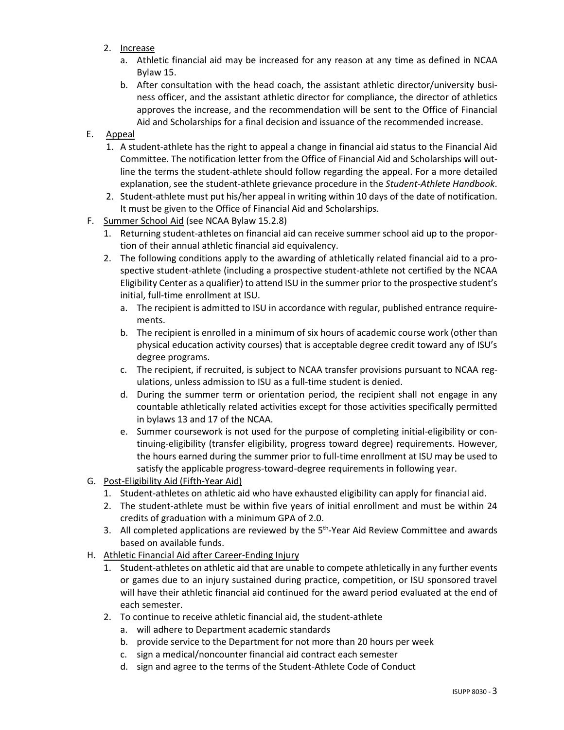2. Increase
    a. Athletic financial aid may be increased for any reason at any time as defined in NCAA Bylaw 15.
    b. After consultation with the head coach, the assistant athletic director/university business officer, and the assistant athletic director for compliance, the director of athletics approves the increase, and the recommendation will be sent to the Office of Financial Aid and Scholarships for a final decision and issuance of the recommended increase.

E. Appeal
    1. A student-athlete has the right to appeal a change in financial aid status to the Financial Aid Committee. The notification letter from the Office of Financial Aid and Scholarships will outline the terms the student-athlete should follow regarding the appeal. For a more detailed explanation, see the student-athlete grievance procedure in the *Student-Athlete Handbook*.
    2. Student-athlete must put his/her appeal in writing within 10 days of the date of notification. It must be given to the Office of Financial Aid and Scholarships.

F. Summer School Aid (see NCAA Bylaw 15.2.8)
    1. Returning student-athletes on financial aid can receive summer school aid up to the proportion of their annual athletic financial aid equivalency.
    2. The following conditions apply to the awarding of athletically related financial aid to a prospective student-athlete (including a prospective student-athlete not certified by the NCAA Eligibility Center as a qualifier) to attend ISU in the summer prior to the prospective student's initial, full-time enrollment at ISU.
        a. The recipient is admitted to ISU in accordance with regular, published entrance requirements.
        b. The recipient is enrolled in a minimum of six hours of academic course work (other than physical education activity courses) that is acceptable degree credit toward any of ISU's degree programs.
        c. The recipient, if recruited, is subject to NCAA transfer provisions pursuant to NCAA regulations, unless admission to ISU as a full-time student is denied.
        d. During the summer term or orientation period, the recipient shall not engage in any countable athletically related activities except for those activities specifically permitted in bylaws 13 and 17 of the NCAA.
        e. Summer coursework is not used for the purpose of completing initial-eligibility or continuing-eligibility (transfer eligibility, progress toward degree) requirements. However, the hours earned during the summer prior to full-time enrollment at ISU may be used to satisfy the applicable progress-toward-degree requirements in following year.

G. Post-Eligibility Aid (Fifth-Year Aid)
    1. Student-athletes on athletic aid who have exhausted eligibility can apply for financial aid.
    2. The student-athlete must be within five years of initial enrollment and must be within 24 credits of graduation with a minimum GPA of 2.0.
    3. All completed applications are reviewed by the 5th-Year Aid Review Committee and awards based on available funds.

H. Athletic Financial Aid after Career-Ending Injury
    1. Student-athletes on athletic aid that are unable to compete athletically in any further events or games due to an injury sustained during practice, competition, or ISU sponsored travel will have their athletic financial aid continued for the award period evaluated at the end of each semester.
    2. To continue to receive athletic financial aid, the student-athlete
        a. will adhere to Department academic standards
        b. provide service to the Department for not more than 20 hours per week
        c. sign a medical/noncounter financial aid contract each semester
        d. sign and agree to the terms of the Student-Athlete Code of Conduct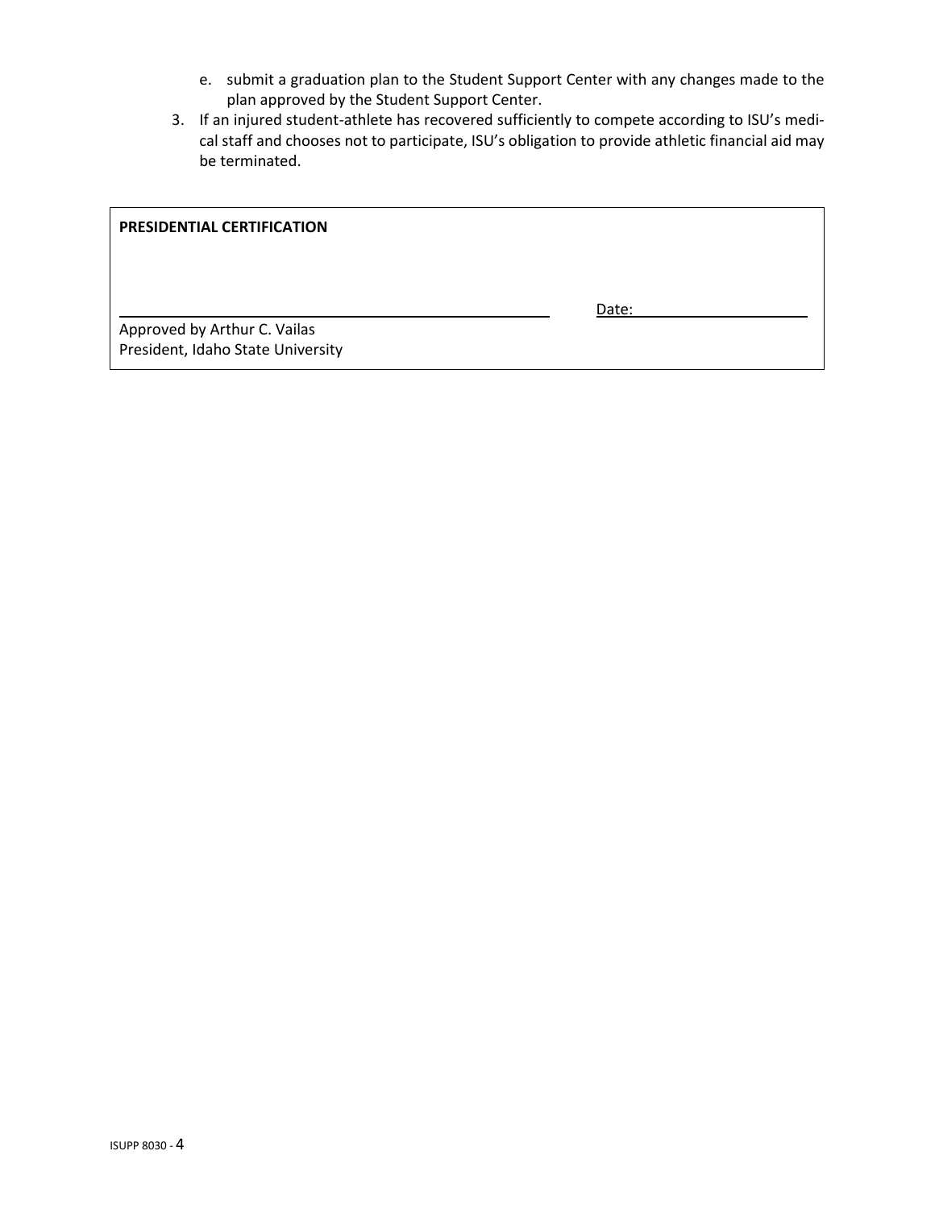e. submit a graduation plan to the Student Support Center with any changes made to the plan approved by the Student Support Center.

3. If an injured student-athlete has recovered sufficiently to compete according to ISU's medical staff and chooses not to participate, ISU's obligation to provide athletic financial aid may be terminated.

**PRESIDENTIAL CERTIFICATION**

\_\_\_\_\_\_\_\_\_\_\_\_\_\_\_\_\_\_\_\_\_\_\_\_\_\_\_\_\_\_\_\_\_\_\_\_\_\_\_\_ Date: \_\_\_\_\_\_\_\_\_\_\_\_\_\_\_\_\_\_

Approved by Arthur C. Vailas
President, Idaho State University